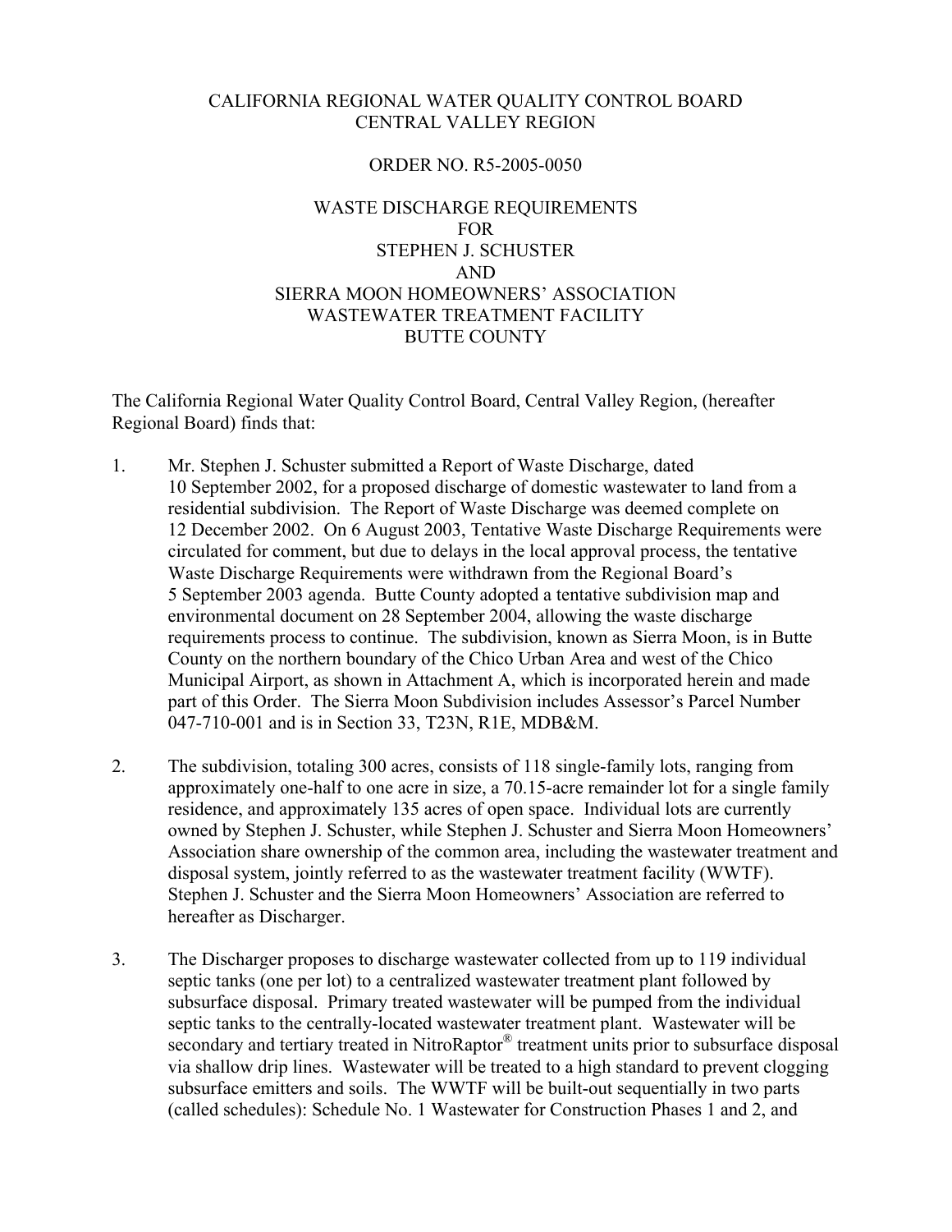CALIFORNIA REGIONAL WATER QUALITY CONTROL BOARD
CENTRAL VALLEY REGION

ORDER NO. R5-2005-0050

WASTE DISCHARGE REQUIREMENTS
FOR
STEPHEN J. SCHUSTER
AND
SIERRA MOON HOMEOWNERS' ASSOCIATION
WASTEWATER TREATMENT FACILITY
BUTTE COUNTY

The California Regional Water Quality Control Board, Central Valley Region, (hereafter Regional Board) finds that:

1. Mr. Stephen J. Schuster submitted a Report of Waste Discharge, dated 10 September 2002, for a proposed discharge of domestic wastewater to land from a residential subdivision. The Report of Waste Discharge was deemed complete on 12 December 2002. On 6 August 2003, Tentative Waste Discharge Requirements were circulated for comment, but due to delays in the local approval process, the tentative Waste Discharge Requirements were withdrawn from the Regional Board's 5 September 2003 agenda. Butte County adopted a tentative subdivision map and environmental document on 28 September 2004, allowing the waste discharge requirements process to continue. The subdivision, known as Sierra Moon, is in Butte County on the northern boundary of the Chico Urban Area and west of the Chico Municipal Airport, as shown in Attachment A, which is incorporated herein and made part of this Order. The Sierra Moon Subdivision includes Assessor's Parcel Number 047-710-001 and is in Section 33, T23N, R1E, MDB&M.

2. The subdivision, totaling 300 acres, consists of 118 single-family lots, ranging from approximately one-half to one acre in size, a 70.15-acre remainder lot for a single family residence, and approximately 135 acres of open space. Individual lots are currently owned by Stephen J. Schuster, while Stephen J. Schuster and Sierra Moon Homeowners' Association share ownership of the common area, including the wastewater treatment and disposal system, jointly referred to as the wastewater treatment facility (WWTF). Stephen J. Schuster and the Sierra Moon Homeowners' Association are referred to hereafter as Discharger.

3. The Discharger proposes to discharge wastewater collected from up to 119 individual septic tanks (one per lot) to a centralized wastewater treatment plant followed by subsurface disposal. Primary treated wastewater will be pumped from the individual septic tanks to the centrally-located wastewater treatment plant. Wastewater will be secondary and tertiary treated in NitroRaptor® treatment units prior to subsurface disposal via shallow drip lines. Wastewater will be treated to a high standard to prevent clogging subsurface emitters and soils. The WWTF will be built-out sequentially in two parts (called schedules): Schedule No. 1 Wastewater for Construction Phases 1 and 2, and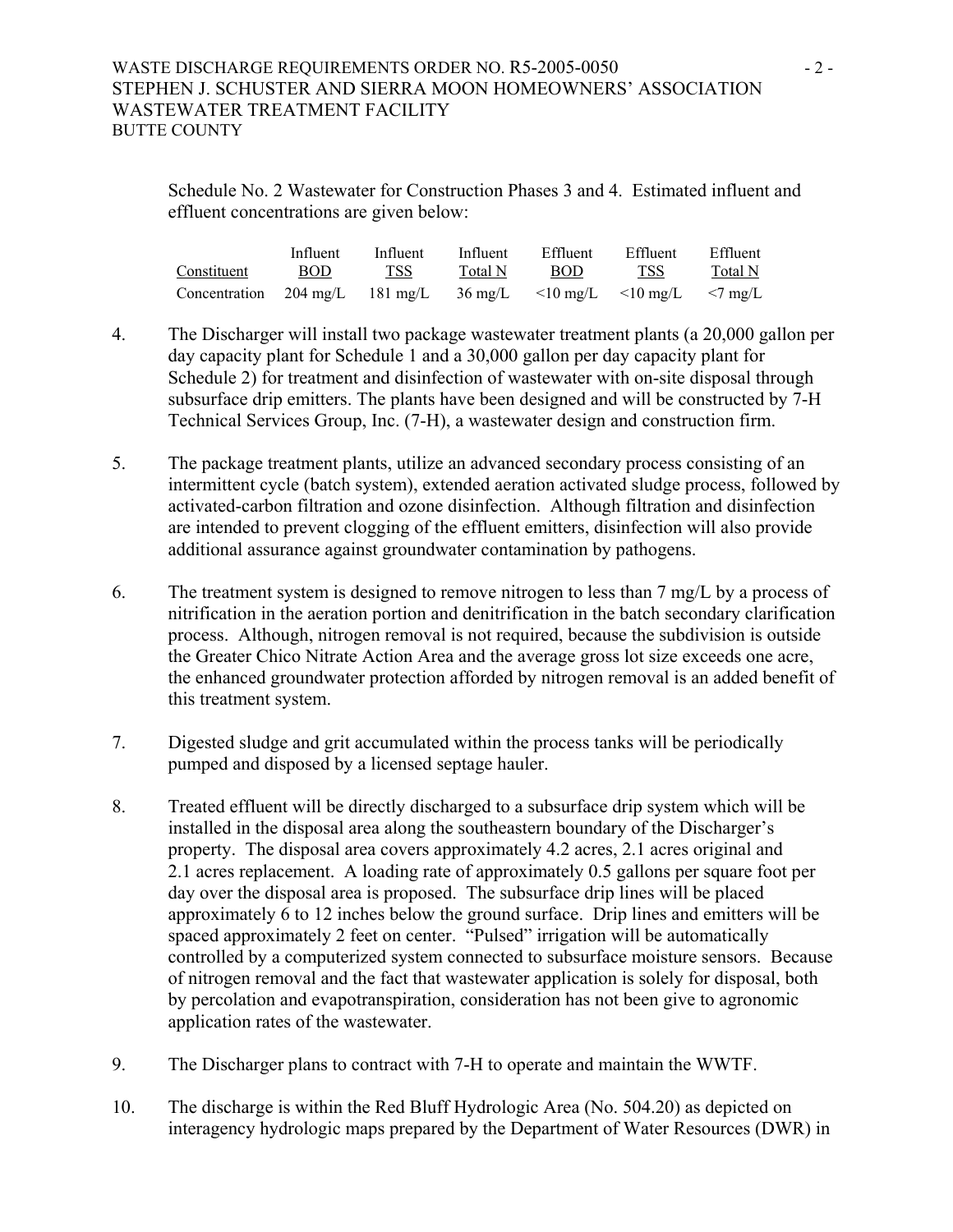Schedule No. 2 Wastewater for Construction Phases 3 and 4. Estimated influent and effluent concentrations are given below:

| Constituent | Influent BOD | Influent TSS | Influent Total N | Effluent BOD | Effluent TSS | Effluent Total N |
|---|---|---|---|---|---|---|
| Concentration | 204 mg/L | 181 mg/L | 36 mg/L | <10 mg/L | <10 mg/L | <7 mg/L |

4. The Discharger will install two package wastewater treatment plants (a 20,000 gallon per day capacity plant for Schedule 1 and a 30,000 gallon per day capacity plant for Schedule 2) for treatment and disinfection of wastewater with on-site disposal through subsurface drip emitters. The plants have been designed and will be constructed by 7-H Technical Services Group, Inc. (7-H), a wastewater design and construction firm.

5. The package treatment plants, utilize an advanced secondary process consisting of an intermittent cycle (batch system), extended aeration activated sludge process, followed by activated-carbon filtration and ozone disinfection. Although filtration and disinfection are intended to prevent clogging of the effluent emitters, disinfection will also provide additional assurance against groundwater contamination by pathogens.

6. The treatment system is designed to remove nitrogen to less than 7 mg/L by a process of nitrification in the aeration portion and denitrification in the batch secondary clarification process. Although, nitrogen removal is not required, because the subdivision is outside the Greater Chico Nitrate Action Area and the average gross lot size exceeds one acre, the enhanced groundwater protection afforded by nitrogen removal is an added benefit of this treatment system.

7. Digested sludge and grit accumulated within the process tanks will be periodically pumped and disposed by a licensed septage hauler.

8. Treated effluent will be directly discharged to a subsurface drip system which will be installed in the disposal area along the southeastern boundary of the Discharger's property. The disposal area covers approximately 4.2 acres, 2.1 acres original and 2.1 acres replacement. A loading rate of approximately 0.5 gallons per square foot per day over the disposal area is proposed. The subsurface drip lines will be placed approximately 6 to 12 inches below the ground surface. Drip lines and emitters will be spaced approximately 2 feet on center. "Pulsed" irrigation will be automatically controlled by a computerized system connected to subsurface moisture sensors. Because of nitrogen removal and the fact that wastewater application is solely for disposal, both by percolation and evapotranspiration, consideration has not been give to agronomic application rates of the wastewater.

9. The Discharger plans to contract with 7-H to operate and maintain the WWTF.

10. The discharge is within the Red Bluff Hydrologic Area (No. 504.20) as depicted on interagency hydrologic maps prepared by the Department of Water Resources (DWR) in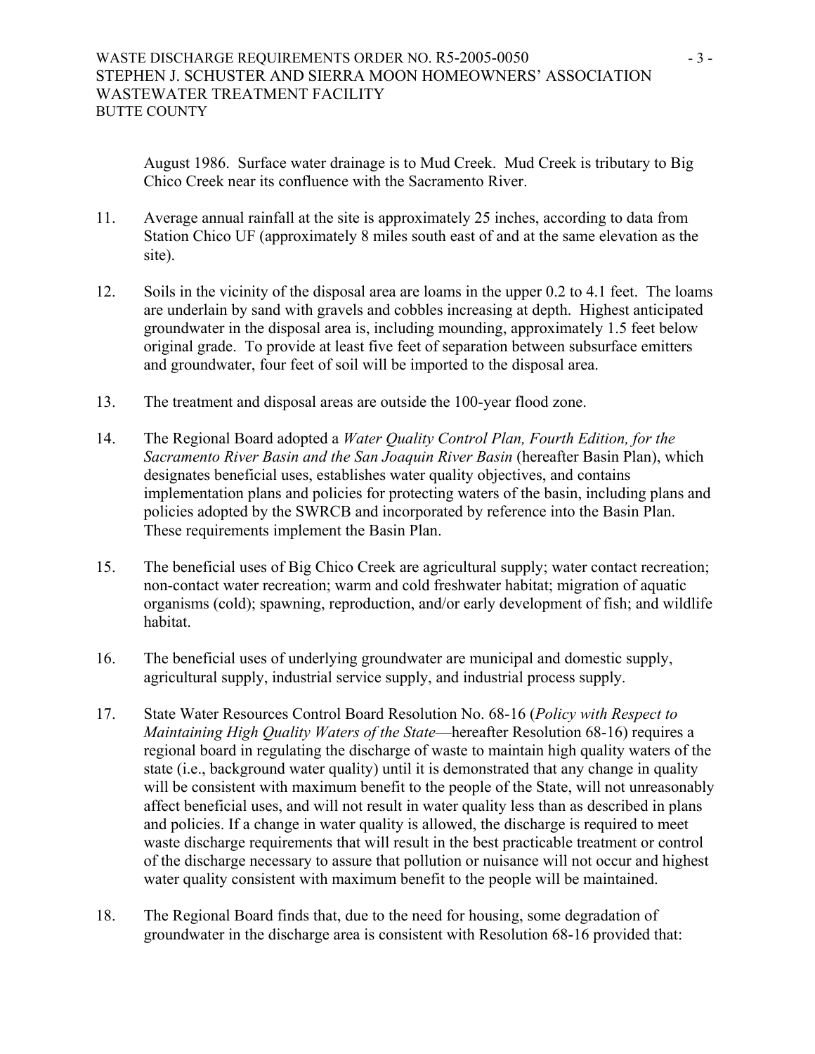August 1986. Surface water drainage is to Mud Creek. Mud Creek is tributary to Big Chico Creek near its confluence with the Sacramento River.

11. Average annual rainfall at the site is approximately 25 inches, according to data from Station Chico UF (approximately 8 miles south east of and at the same elevation as the site).

12. Soils in the vicinity of the disposal area are loams in the upper 0.2 to 4.1 feet. The loams are underlain by sand with gravels and cobbles increasing at depth. Highest anticipated groundwater in the disposal area is, including mounding, approximately 1.5 feet below original grade. To provide at least five feet of separation between subsurface emitters and groundwater, four feet of soil will be imported to the disposal area.

13. The treatment and disposal areas are outside the 100-year flood zone.

14. The Regional Board adopted a *Water Quality Control Plan, Fourth Edition, for the Sacramento River Basin and the San Joaquin River Basin* (hereafter Basin Plan), which designates beneficial uses, establishes water quality objectives, and contains implementation plans and policies for protecting waters of the basin, including plans and policies adopted by the SWRCB and incorporated by reference into the Basin Plan. These requirements implement the Basin Plan.

15. The beneficial uses of Big Chico Creek are agricultural supply; water contact recreation; non-contact water recreation; warm and cold freshwater habitat; migration of aquatic organisms (cold); spawning, reproduction, and/or early development of fish; and wildlife habitat.

16. The beneficial uses of underlying groundwater are municipal and domestic supply, agricultural supply, industrial service supply, and industrial process supply.

17. State Water Resources Control Board Resolution No. 68-16 (*Policy with Respect to Maintaining High Quality Waters of the State*—hereafter Resolution 68-16) requires a regional board in regulating the discharge of waste to maintain high quality waters of the state (i.e., background water quality) until it is demonstrated that any change in quality will be consistent with maximum benefit to the people of the State, will not unreasonably affect beneficial uses, and will not result in water quality less than as described in plans and policies. If a change in water quality is allowed, the discharge is required to meet waste discharge requirements that will result in the best practicable treatment or control of the discharge necessary to assure that pollution or nuisance will not occur and highest water quality consistent with maximum benefit to the people will be maintained.

18. The Regional Board finds that, due to the need for housing, some degradation of groundwater in the discharge area is consistent with Resolution 68-16 provided that: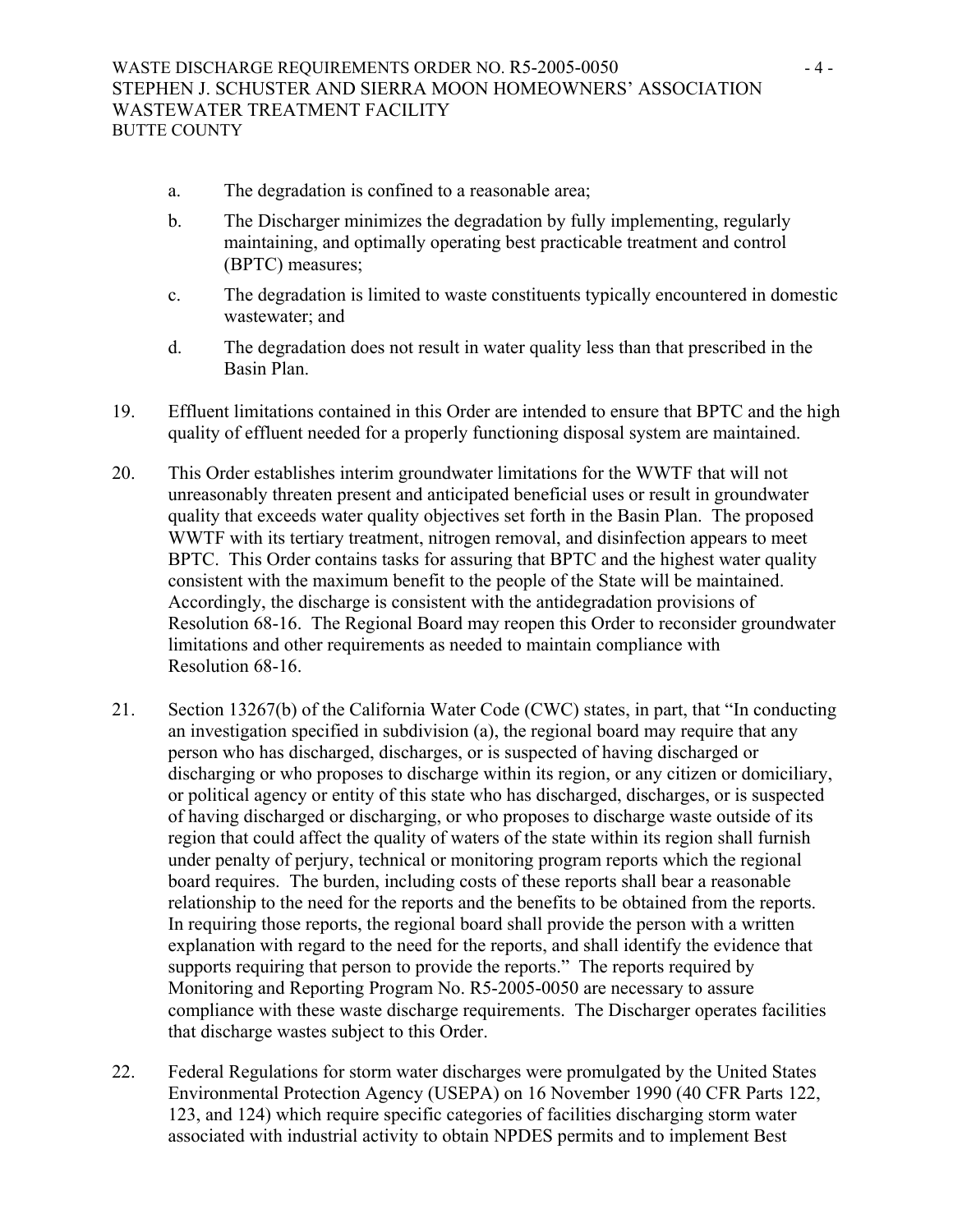a. The degradation is confined to a reasonable area;

b. The Discharger minimizes the degradation by fully implementing, regularly maintaining, and optimally operating best practicable treatment and control (BPTC) measures;

c. The degradation is limited to waste constituents typically encountered in domestic wastewater; and

d. The degradation does not result in water quality less than that prescribed in the Basin Plan.

19. Effluent limitations contained in this Order are intended to ensure that BPTC and the high quality of effluent needed for a properly functioning disposal system are maintained.

20. This Order establishes interim groundwater limitations for the WWTF that will not unreasonably threaten present and anticipated beneficial uses or result in groundwater quality that exceeds water quality objectives set forth in the Basin Plan. The proposed WWTF with its tertiary treatment, nitrogen removal, and disinfection appears to meet BPTC. This Order contains tasks for assuring that BPTC and the highest water quality consistent with the maximum benefit to the people of the State will be maintained. Accordingly, the discharge is consistent with the antidegradation provisions of Resolution 68-16. The Regional Board may reopen this Order to reconsider groundwater limitations and other requirements as needed to maintain compliance with Resolution 68-16.

21. Section 13267(b) of the California Water Code (CWC) states, in part, that "In conducting an investigation specified in subdivision (a), the regional board may require that any person who has discharged, discharges, or is suspected of having discharged or discharging or who proposes to discharge within its region, or any citizen or domiciliary, or political agency or entity of this state who has discharged, discharges, or is suspected of having discharged or discharging, or who proposes to discharge waste outside of its region that could affect the quality of waters of the state within its region shall furnish under penalty of perjury, technical or monitoring program reports which the regional board requires. The burden, including costs of these reports shall bear a reasonable relationship to the need for the reports and the benefits to be obtained from the reports. In requiring those reports, the regional board shall provide the person with a written explanation with regard to the need for the reports, and shall identify the evidence that supports requiring that person to provide the reports." The reports required by Monitoring and Reporting Program No. R5-2005-0050 are necessary to assure compliance with these waste discharge requirements. The Discharger operates facilities that discharge wastes subject to this Order.

22. Federal Regulations for storm water discharges were promulgated by the United States Environmental Protection Agency (USEPA) on 16 November 1990 (40 CFR Parts 122, 123, and 124) which require specific categories of facilities discharging storm water associated with industrial activity to obtain NPDES permits and to implement Best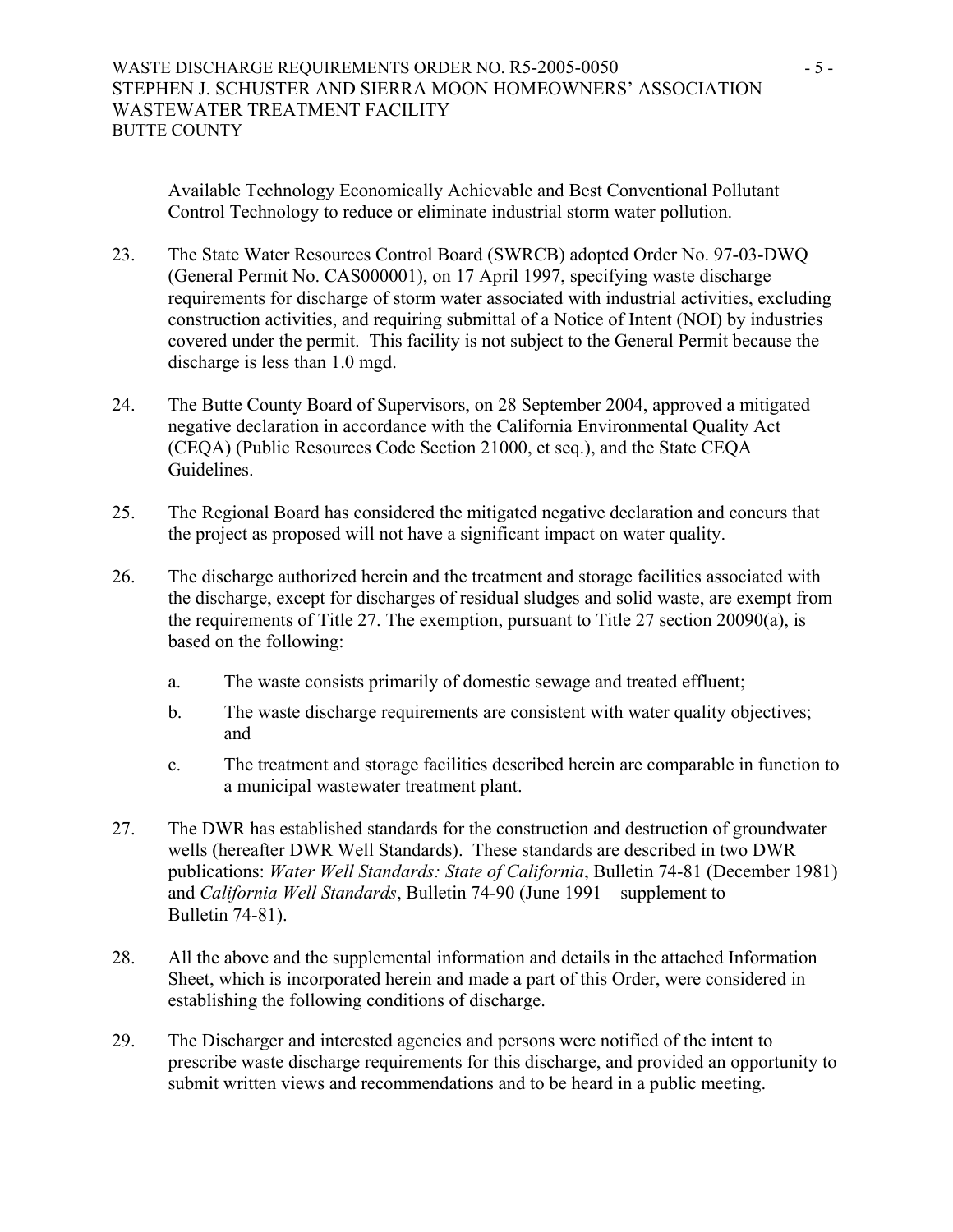Available Technology Economically Achievable and Best Conventional Pollutant Control Technology to reduce or eliminate industrial storm water pollution.

23. The State Water Resources Control Board (SWRCB) adopted Order No. 97-03-DWQ (General Permit No. CAS000001), on 17 April 1997, specifying waste discharge requirements for discharge of storm water associated with industrial activities, excluding construction activities, and requiring submittal of a Notice of Intent (NOI) by industries covered under the permit. This facility is not subject to the General Permit because the discharge is less than 1.0 mgd.

24. The Butte County Board of Supervisors, on 28 September 2004, approved a mitigated negative declaration in accordance with the California Environmental Quality Act (CEQA) (Public Resources Code Section 21000, et seq.), and the State CEQA Guidelines.

25. The Regional Board has considered the mitigated negative declaration and concurs that the project as proposed will not have a significant impact on water quality.

26. The discharge authorized herein and the treatment and storage facilities associated with the discharge, except for discharges of residual sludges and solid waste, are exempt from the requirements of Title 27. The exemption, pursuant to Title 27 section 20090(a), is based on the following:

    a. The waste consists primarily of domestic sewage and treated effluent;

    b. The waste discharge requirements are consistent with water quality objectives; and

    c. The treatment and storage facilities described herein are comparable in function to a municipal wastewater treatment plant.

27. The DWR has established standards for the construction and destruction of groundwater wells (hereafter DWR Well Standards). These standards are described in two DWR publications: *Water Well Standards: State of California*, Bulletin 74-81 (December 1981) and *California Well Standards*, Bulletin 74-90 (June 1991—supplement to Bulletin 74-81).

28. All the above and the supplemental information and details in the attached Information Sheet, which is incorporated herein and made a part of this Order, were considered in establishing the following conditions of discharge.

29. The Discharger and interested agencies and persons were notified of the intent to prescribe waste discharge requirements for this discharge, and provided an opportunity to submit written views and recommendations and to be heard in a public meeting.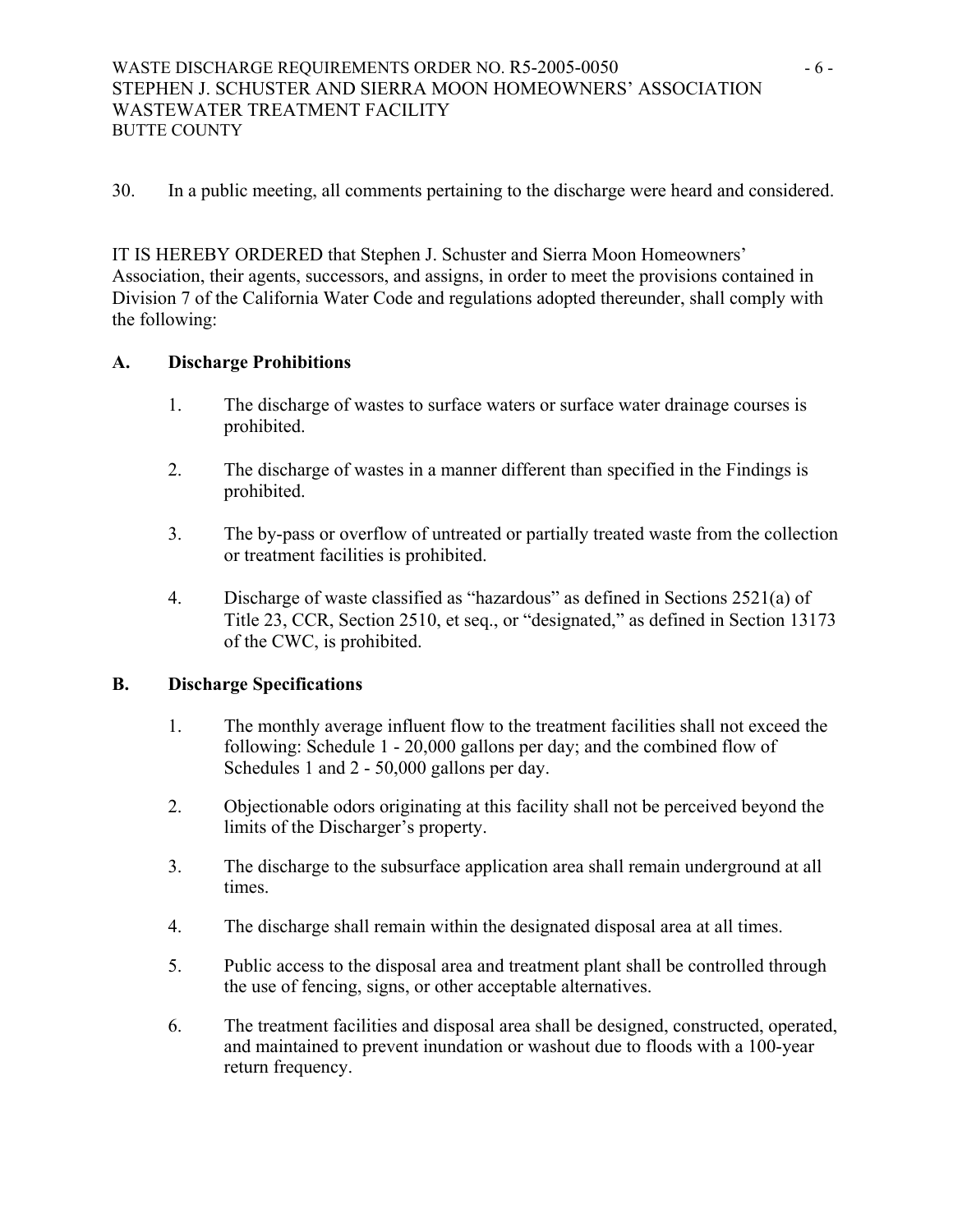30. In a public meeting, all comments pertaining to the discharge were heard and considered.

IT IS HEREBY ORDERED that Stephen J. Schuster and Sierra Moon Homeowners' Association, their agents, successors, and assigns, in order to meet the provisions contained in Division 7 of the California Water Code and regulations adopted thereunder, shall comply with the following:

## A. Discharge Prohibitions

1. The discharge of wastes to surface waters or surface water drainage courses is prohibited.

2. The discharge of wastes in a manner different than specified in the Findings is prohibited.

3. The by-pass or overflow of untreated or partially treated waste from the collection or treatment facilities is prohibited.

4. Discharge of waste classified as "hazardous" as defined in Sections 2521(a) of Title 23, CCR, Section 2510, et seq., or "designated," as defined in Section 13173 of the CWC, is prohibited.

## B. Discharge Specifications

1. The monthly average influent flow to the treatment facilities shall not exceed the following: Schedule 1 - 20,000 gallons per day; and the combined flow of Schedules 1 and 2 - 50,000 gallons per day.

2. Objectionable odors originating at this facility shall not be perceived beyond the limits of the Discharger's property.

3. The discharge to the subsurface application area shall remain underground at all times.

4. The discharge shall remain within the designated disposal area at all times.

5. Public access to the disposal area and treatment plant shall be controlled through the use of fencing, signs, or other acceptable alternatives.

6. The treatment facilities and disposal area shall be designed, constructed, operated, and maintained to prevent inundation or washout due to floods with a 100-year return frequency.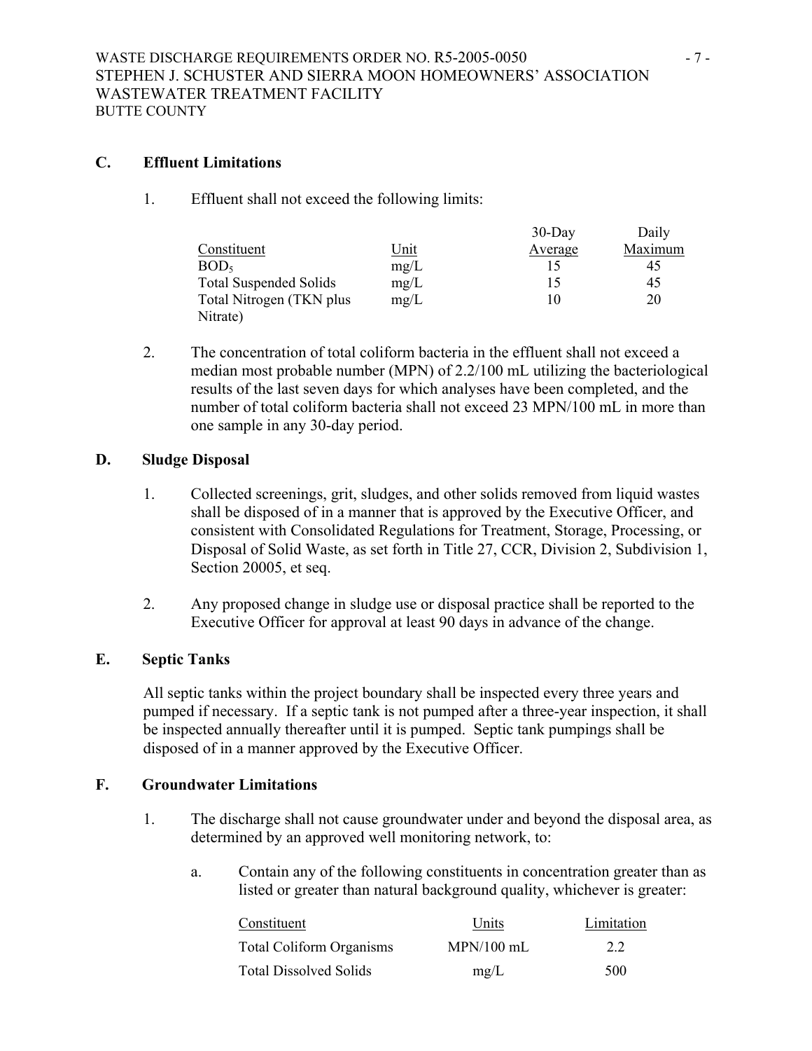## C. Effluent Limitations

1. Effluent shall not exceed the following limits:

| Constituent | Unit | 30-Day Average | Daily Maximum |
|---|---|---|---|
| $BOD_5$ | mg/L | 15 | 45 |
| Total Suspended Solids | mg/L | 15 | 45 |
| Total Nitrogen (TKN plus Nitrate) | mg/L | 10 | 20 |

2. The concentration of total coliform bacteria in the effluent shall not exceed a median most probable number (MPN) of 2.2/100 mL utilizing the bacteriological results of the last seven days for which analyses have been completed, and the number of total coliform bacteria shall not exceed 23 MPN/100 mL in more than one sample in any 30-day period.

## D. Sludge Disposal

1. Collected screenings, grit, sludges, and other solids removed from liquid wastes shall be disposed of in a manner that is approved by the Executive Officer, and consistent with Consolidated Regulations for Treatment, Storage, Processing, or Disposal of Solid Waste, as set forth in Title 27, CCR, Division 2, Subdivision 1, Section 20005, et seq.

2. Any proposed change in sludge use or disposal practice shall be reported to the Executive Officer for approval at least 90 days in advance of the change.

## E. Septic Tanks

All septic tanks within the project boundary shall be inspected every three years and pumped if necessary. If a septic tank is not pumped after a three-year inspection, it shall be inspected annually thereafter until it is pumped. Septic tank pumpings shall be disposed of in a manner approved by the Executive Officer.

## F. Groundwater Limitations

1. The discharge shall not cause groundwater under and beyond the disposal area, as determined by an approved well monitoring network, to:

   a. Contain any of the following constituents in concentration greater than as listed or greater than natural background quality, whichever is greater:

| Constituent | Units | Limitation |
|---|---|---|
| Total Coliform Organisms | MPN/100 mL | 2.2 |
| Total Dissolved Solids | mg/L | 500 |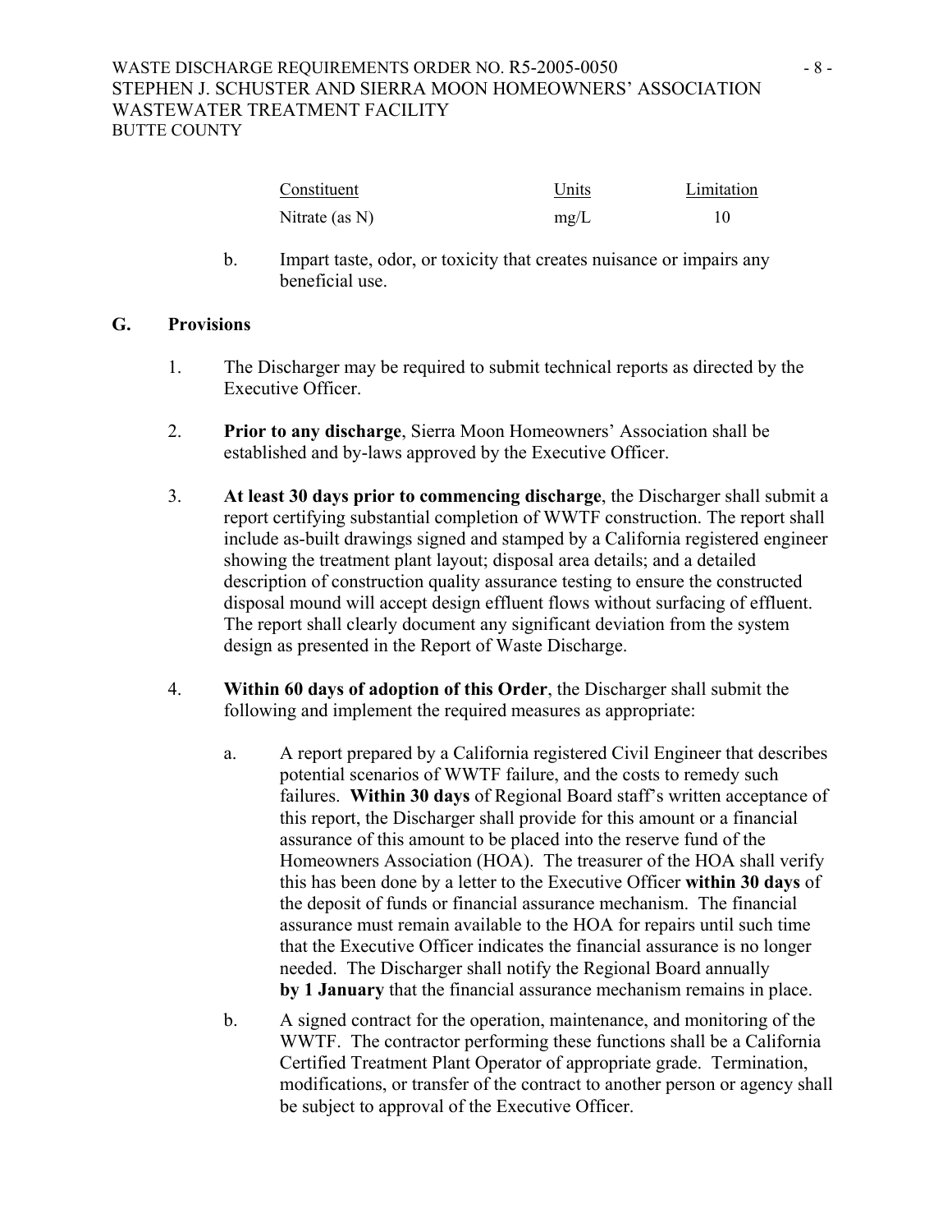| Constituent | Units | Limitation |
|---|---|---|
| Nitrate (as N) | mg/L | 10 |

b. Impart taste, odor, or toxicity that creates nuisance or impairs any beneficial use.

## G. Provisions

1. The Discharger may be required to submit technical reports as directed by the Executive Officer.

2. **Prior to any discharge**, Sierra Moon Homeowners' Association shall be established and by-laws approved by the Executive Officer.

3. **At least 30 days prior to commencing discharge**, the Discharger shall submit a report certifying substantial completion of WWTF construction. The report shall include as-built drawings signed and stamped by a California registered engineer showing the treatment plant layout; disposal area details; and a detailed description of construction quality assurance testing to ensure the constructed disposal mound will accept design effluent flows without surfacing of effluent. The report shall clearly document any significant deviation from the system design as presented in the Report of Waste Discharge.

4. **Within 60 days of adoption of this Order**, the Discharger shall submit the following and implement the required measures as appropriate:

   a. A report prepared by a California registered Civil Engineer that describes potential scenarios of WWTF failure, and the costs to remedy such failures. **Within 30 days** of Regional Board staff's written acceptance of this report, the Discharger shall provide for this amount or a financial assurance of this amount to be placed into the reserve fund of the Homeowners Association (HOA). The treasurer of the HOA shall verify this has been done by a letter to the Executive Officer **within 30 days** of the deposit of funds or financial assurance mechanism. The financial assurance must remain available to the HOA for repairs until such time that the Executive Officer indicates the financial assurance is no longer needed. The Discharger shall notify the Regional Board annually **by 1 January** that the financial assurance mechanism remains in place.

   b. A signed contract for the operation, maintenance, and monitoring of the WWTF. The contractor performing these functions shall be a California Certified Treatment Plant Operator of appropriate grade. Termination, modifications, or transfer of the contract to another person or agency shall be subject to approval of the Executive Officer.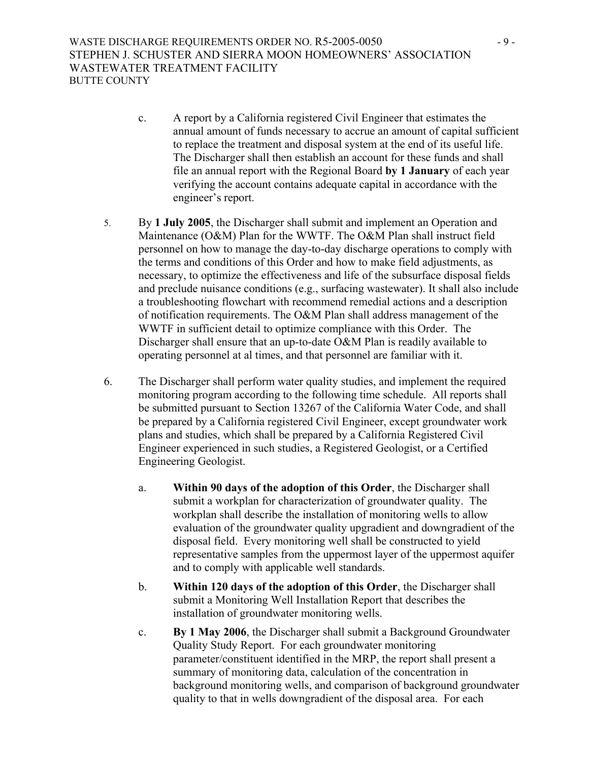c. A report by a California registered Civil Engineer that estimates the annual amount of funds necessary to accrue an amount of capital sufficient to replace the treatment and disposal system at the end of its useful life. The Discharger shall then establish an account for these funds and shall file an annual report with the Regional Board **by 1 January** of each year verifying the account contains adequate capital in accordance with the engineer's report.

5. By **1 July 2005**, the Discharger shall submit and implement an Operation and Maintenance (O&M) Plan for the WWTF. The O&M Plan shall instruct field personnel on how to manage the day-to-day discharge operations to comply with the terms and conditions of this Order and how to make field adjustments, as necessary, to optimize the effectiveness and life of the subsurface disposal fields and preclude nuisance conditions (e.g., surfacing wastewater). It shall also include a troubleshooting flowchart with recommend remedial actions and a description of notification requirements. The O&M Plan shall address management of the WWTF in sufficient detail to optimize compliance with this Order. The Discharger shall ensure that an up-to-date O&M Plan is readily available to operating personnel at al times, and that personnel are familiar with it.

6. The Discharger shall perform water quality studies, and implement the required monitoring program according to the following time schedule. All reports shall be submitted pursuant to Section 13267 of the California Water Code, and shall be prepared by a California registered Civil Engineer, except groundwater work plans and studies, which shall be prepared by a California Registered Civil Engineer experienced in such studies, a Registered Geologist, or a Certified Engineering Geologist.

   a. **Within 90 days of the adoption of this Order**, the Discharger shall submit a workplan for characterization of groundwater quality. The workplan shall describe the installation of monitoring wells to allow evaluation of the groundwater quality upgradient and downgradient of the disposal field. Every monitoring well shall be constructed to yield representative samples from the uppermost layer of the uppermost aquifer and to comply with applicable well standards.

   b. **Within 120 days of the adoption of this Order**, the Discharger shall submit a Monitoring Well Installation Report that describes the installation of groundwater monitoring wells.

   c. **By 1 May 2006**, the Discharger shall submit a Background Groundwater Quality Study Report. For each groundwater monitoring parameter/constituent identified in the MRP, the report shall present a summary of monitoring data, calculation of the concentration in background monitoring wells, and comparison of background groundwater quality to that in wells downgradient of the disposal area. For each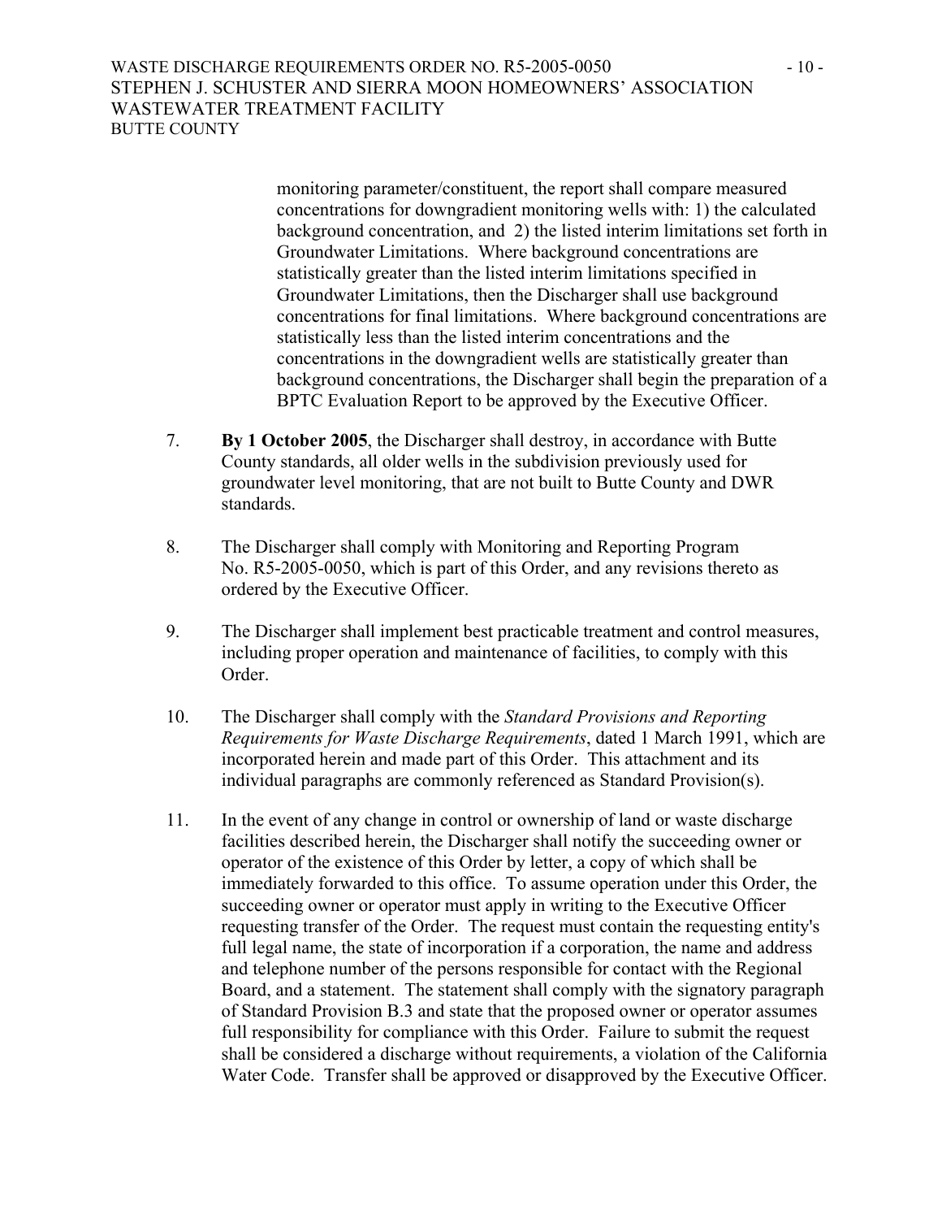monitoring parameter/constituent, the report shall compare measured concentrations for downgradient monitoring wells with: 1) the calculated background concentration, and 2) the listed interim limitations set forth in Groundwater Limitations. Where background concentrations are statistically greater than the listed interim limitations specified in Groundwater Limitations, then the Discharger shall use background concentrations for final limitations. Where background concentrations are statistically less than the listed interim concentrations and the concentrations in the downgradient wells are statistically greater than background concentrations, the Discharger shall begin the preparation of a BPTC Evaluation Report to be approved by the Executive Officer.

7. **By 1 October 2005**, the Discharger shall destroy, in accordance with Butte County standards, all older wells in the subdivision previously used for groundwater level monitoring, that are not built to Butte County and DWR standards.

8. The Discharger shall comply with Monitoring and Reporting Program No. R5-2005-0050, which is part of this Order, and any revisions thereto as ordered by the Executive Officer.

9. The Discharger shall implement best practicable treatment and control measures, including proper operation and maintenance of facilities, to comply with this Order.

10. The Discharger shall comply with the *Standard Provisions and Reporting Requirements for Waste Discharge Requirements*, dated 1 March 1991, which are incorporated herein and made part of this Order. This attachment and its individual paragraphs are commonly referenced as Standard Provision(s).

11. In the event of any change in control or ownership of land or waste discharge facilities described herein, the Discharger shall notify the succeeding owner or operator of the existence of this Order by letter, a copy of which shall be immediately forwarded to this office. To assume operation under this Order, the succeeding owner or operator must apply in writing to the Executive Officer requesting transfer of the Order. The request must contain the requesting entity's full legal name, the state of incorporation if a corporation, the name and address and telephone number of the persons responsible for contact with the Regional Board, and a statement. The statement shall comply with the signatory paragraph of Standard Provision B.3 and state that the proposed owner or operator assumes full responsibility for compliance with this Order. Failure to submit the request shall be considered a discharge without requirements, a violation of the California Water Code. Transfer shall be approved or disapproved by the Executive Officer.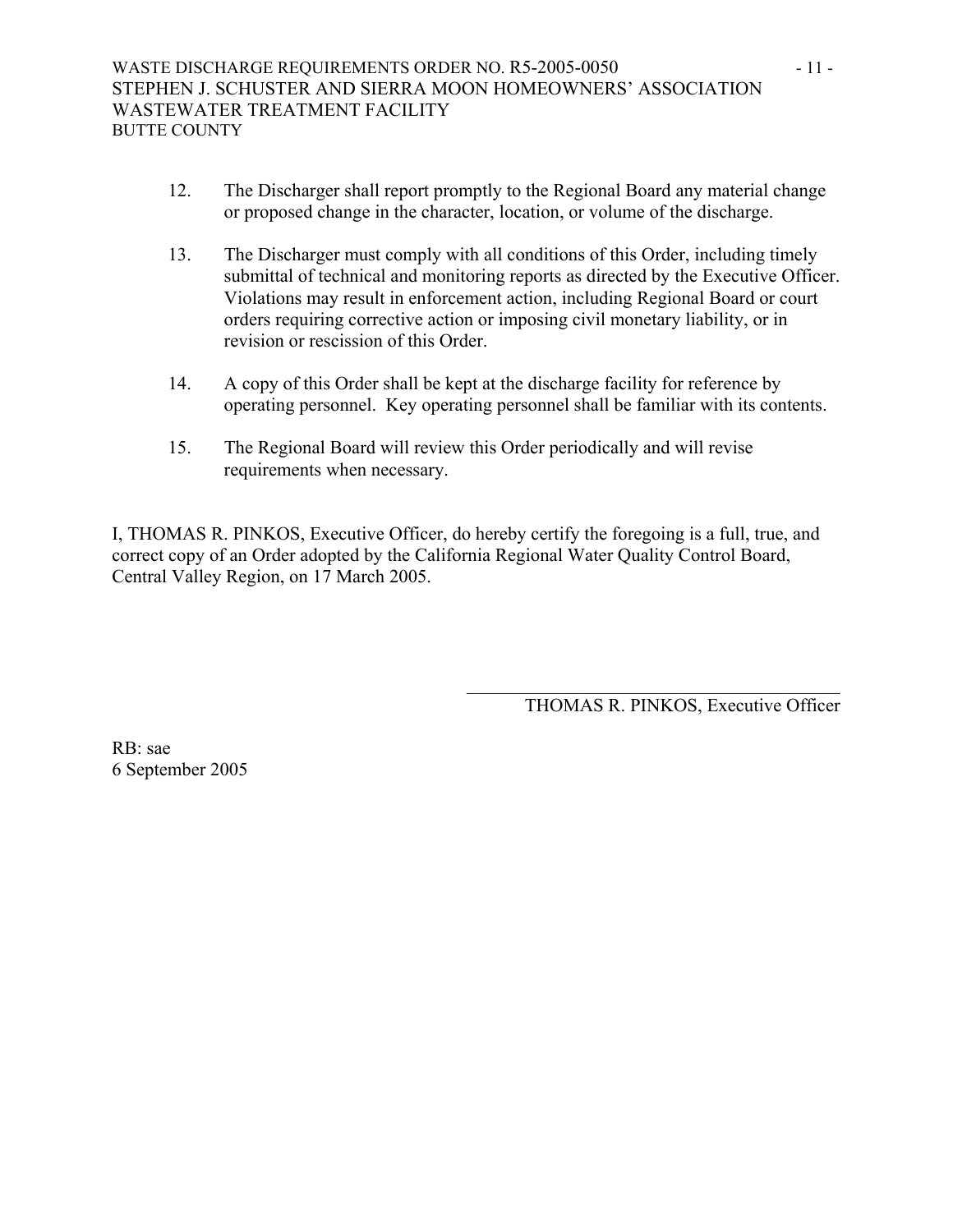12. The Discharger shall report promptly to the Regional Board any material change or proposed change in the character, location, or volume of the discharge.

13. The Discharger must comply with all conditions of this Order, including timely submittal of technical and monitoring reports as directed by the Executive Officer. Violations may result in enforcement action, including Regional Board or court orders requiring corrective action or imposing civil monetary liability, or in revision or rescission of this Order.

14. A copy of this Order shall be kept at the discharge facility for reference by operating personnel. Key operating personnel shall be familiar with its contents.

15. The Regional Board will review this Order periodically and will revise requirements when necessary.

I, THOMAS R. PINKOS, Executive Officer, do hereby certify the foregoing is a full, true, and correct copy of an Order adopted by the California Regional Water Quality Control Board, Central Valley Region, on 17 March 2005.

\_\_\_\_\_\_\_\_\_\_\_\_\_\_\_\_\_\_\_\_\_\_\_\_\_\_\_\_\_\_\_\_\_\_\_\_

THOMAS R. PINKOS, Executive Officer

RB: sae
6 September 2005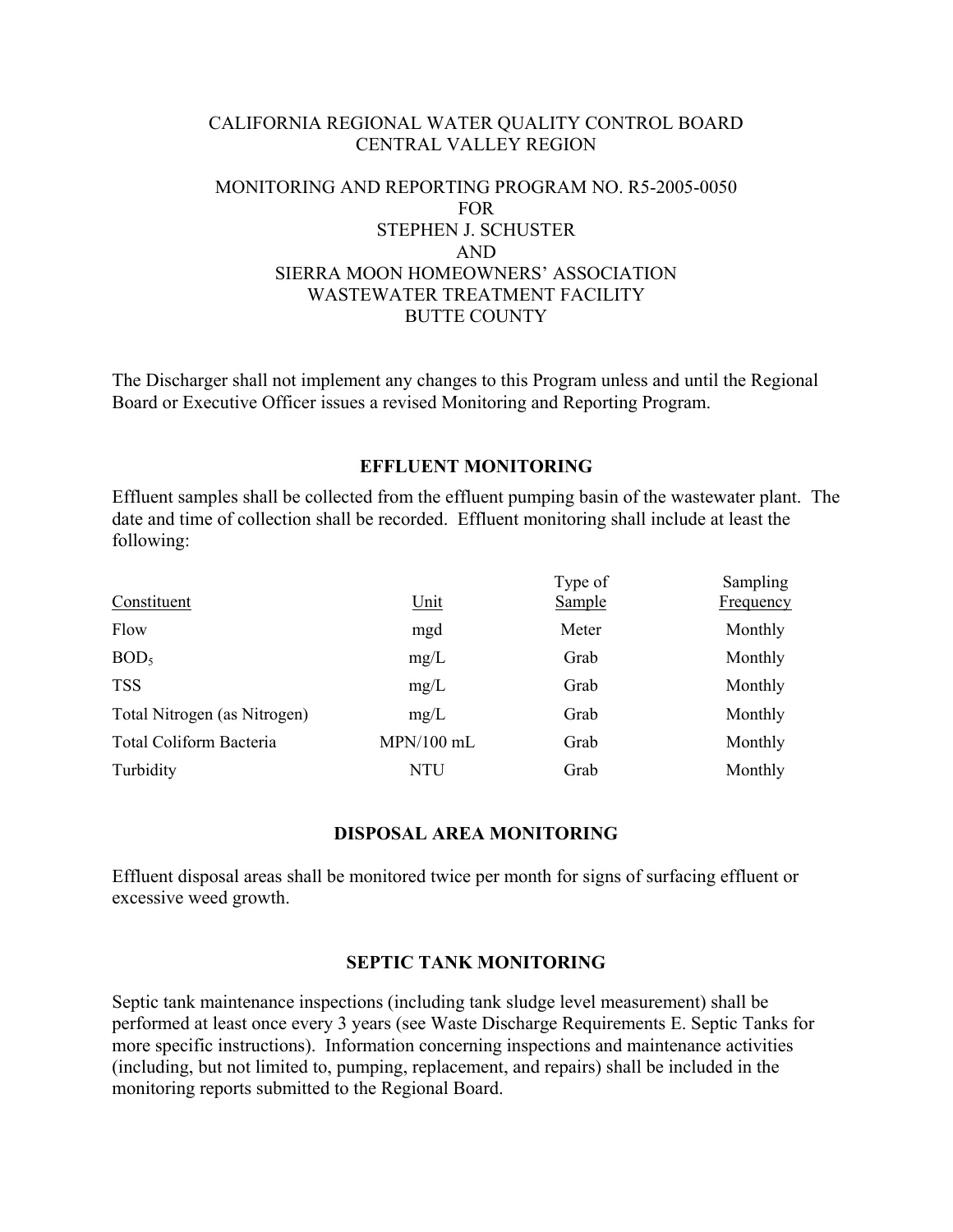CALIFORNIA REGIONAL WATER QUALITY CONTROL BOARD
CENTRAL VALLEY REGION

MONITORING AND REPORTING PROGRAM NO. R5-2005-0050
FOR
STEPHEN J. SCHUSTER
AND
SIERRA MOON HOMEOWNERS' ASSOCIATION
WASTEWATER TREATMENT FACILITY
BUTTE COUNTY

The Discharger shall not implement any changes to this Program unless and until the Regional Board or Executive Officer issues a revised Monitoring and Reporting Program.

## EFFLUENT MONITORING

Effluent samples shall be collected from the effluent pumping basin of the wastewater plant. The date and time of collection shall be recorded. Effluent monitoring shall include at least the following:

| Constituent | Unit | Type of Sample | Sampling Frequency |
|---|---|---|---|
| Flow | mgd | Meter | Monthly |
| $BOD_5$ | mg/L | Grab | Monthly |
| TSS | mg/L | Grab | Monthly |
| Total Nitrogen (as Nitrogen) | mg/L | Grab | Monthly |
| Total Coliform Bacteria | MPN/100 mL | Grab | Monthly |
| Turbidity | NTU | Grab | Monthly |

## DISPOSAL AREA MONITORING

Effluent disposal areas shall be monitored twice per month for signs of surfacing effluent or excessive weed growth.

## SEPTIC TANK MONITORING

Septic tank maintenance inspections (including tank sludge level measurement) shall be performed at least once every 3 years (see Waste Discharge Requirements E. Septic Tanks for more specific instructions). Information concerning inspections and maintenance activities (including, but not limited to, pumping, replacement, and repairs) shall be included in the monitoring reports submitted to the Regional Board.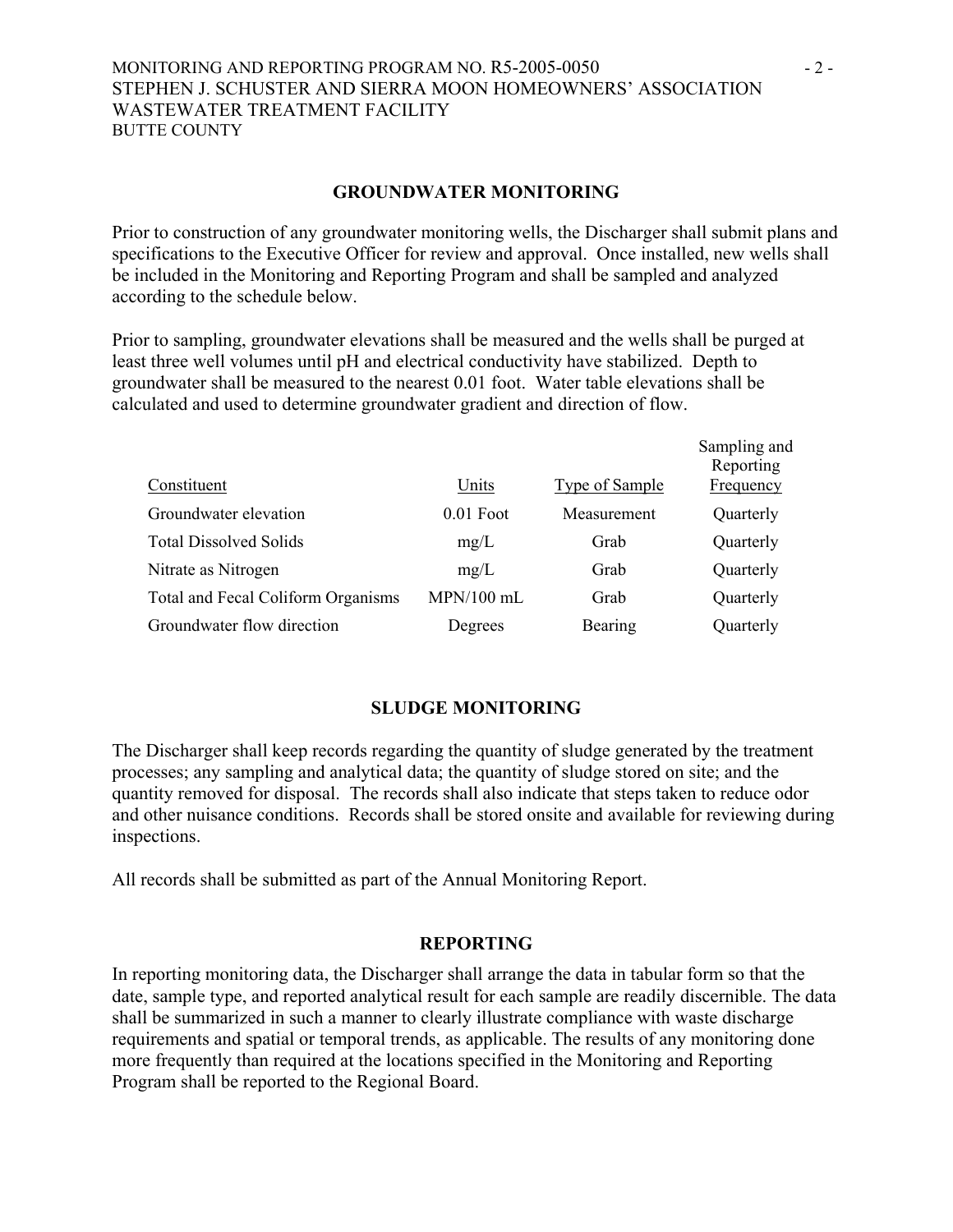## GROUNDWATER MONITORING

Prior to construction of any groundwater monitoring wells, the Discharger shall submit plans and specifications to the Executive Officer for review and approval. Once installed, new wells shall be included in the Monitoring and Reporting Program and shall be sampled and analyzed according to the schedule below.

Prior to sampling, groundwater elevations shall be measured and the wells shall be purged at least three well volumes until pH and electrical conductivity have stabilized. Depth to groundwater shall be measured to the nearest 0.01 foot. Water table elevations shall be calculated and used to determine groundwater gradient and direction of flow.

| Constituent | Units | Type of Sample | Sampling and Reporting Frequency |
|---|---|---|---|
| Groundwater elevation | 0.01 Foot | Measurement | Quarterly |
| Total Dissolved Solids | mg/L | Grab | Quarterly |
| Nitrate as Nitrogen | mg/L | Grab | Quarterly |
| Total and Fecal Coliform Organisms | MPN/100 mL | Grab | Quarterly |
| Groundwater flow direction | Degrees | Bearing | Quarterly |

## SLUDGE MONITORING

The Discharger shall keep records regarding the quantity of sludge generated by the treatment processes; any sampling and analytical data; the quantity of sludge stored on site; and the quantity removed for disposal. The records shall also indicate that steps taken to reduce odor and other nuisance conditions. Records shall be stored onsite and available for reviewing during inspections.

All records shall be submitted as part of the Annual Monitoring Report.

## REPORTING

In reporting monitoring data, the Discharger shall arrange the data in tabular form so that the date, sample type, and reported analytical result for each sample are readily discernible. The data shall be summarized in such a manner to clearly illustrate compliance with waste discharge requirements and spatial or temporal trends, as applicable. The results of any monitoring done more frequently than required at the locations specified in the Monitoring and Reporting Program shall be reported to the Regional Board.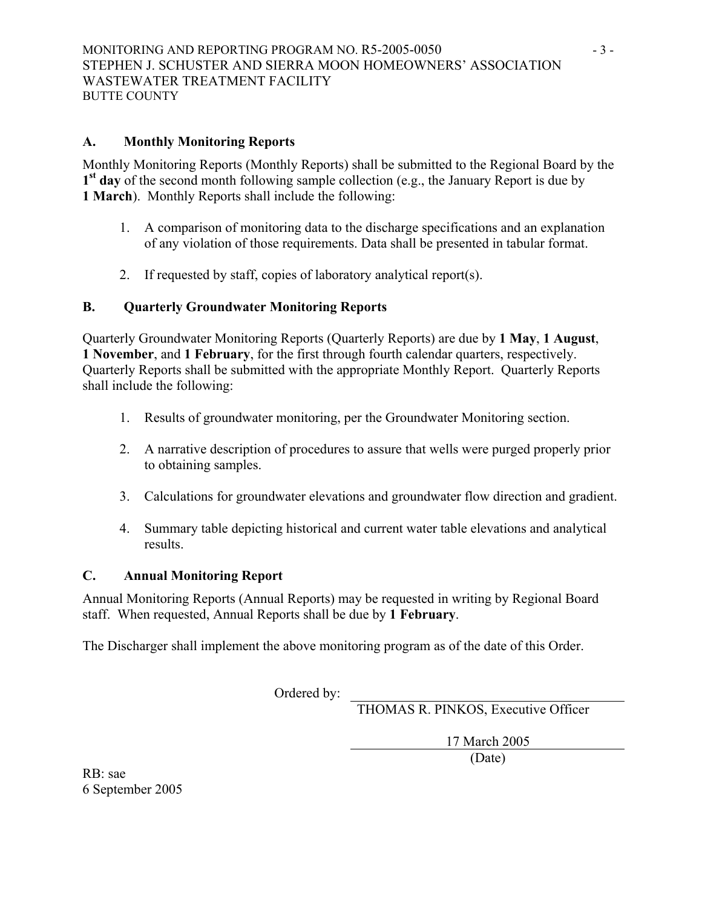## A. Monthly Monitoring Reports

Monthly Monitoring Reports (Monthly Reports) shall be submitted to the Regional Board by the **1st day** of the second month following sample collection (e.g., the January Report is due by **1 March**). Monthly Reports shall include the following:

1. A comparison of monitoring data to the discharge specifications and an explanation of any violation of those requirements. Data shall be presented in tabular format.

2. If requested by staff, copies of laboratory analytical report(s).

## B. Quarterly Groundwater Monitoring Reports

Quarterly Groundwater Monitoring Reports (Quarterly Reports) are due by **1 May**, **1 August**, **1 November**, and **1 February**, for the first through fourth calendar quarters, respectively. Quarterly Reports shall be submitted with the appropriate Monthly Report. Quarterly Reports shall include the following:

1. Results of groundwater monitoring, per the Groundwater Monitoring section.

2. A narrative description of procedures to assure that wells were purged properly prior to obtaining samples.

3. Calculations for groundwater elevations and groundwater flow direction and gradient.

4. Summary table depicting historical and current water table elevations and analytical results.

## C. Annual Monitoring Report

Annual Monitoring Reports (Annual Reports) may be requested in writing by Regional Board staff. When requested, Annual Reports shall be due by **1 February**.

The Discharger shall implement the above monitoring program as of the date of this Order.

Ordered by: \_\_\_\_\_\_\_\_\_\_\_\_\_\_\_\_\_\_\_\_\_\_\_\_\_\_\_\_\_\_

THOMAS R. PINKOS, Executive Officer

17 March 2005

(Date)

RB: sae

6 September 2005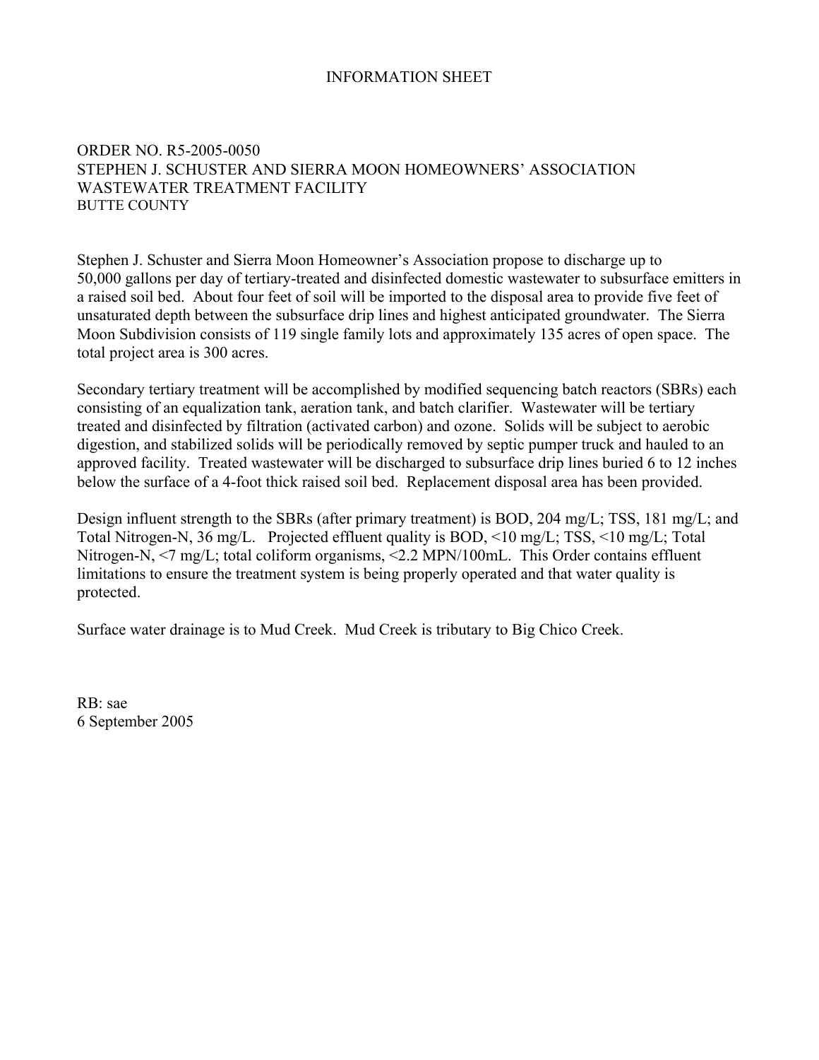# INFORMATION SHEET

ORDER NO. R5-2005-0050
STEPHEN J. SCHUSTER AND SIERRA MOON HOMEOWNERS' ASSOCIATION
WASTEWATER TREATMENT FACILITY
BUTTE COUNTY

Stephen J. Schuster and Sierra Moon Homeowner's Association propose to discharge up to 50,000 gallons per day of tertiary-treated and disinfected domestic wastewater to subsurface emitters in a raised soil bed. About four feet of soil will be imported to the disposal area to provide five feet of unsaturated depth between the subsurface drip lines and highest anticipated groundwater. The Sierra Moon Subdivision consists of 119 single family lots and approximately 135 acres of open space. The total project area is 300 acres.

Secondary tertiary treatment will be accomplished by modified sequencing batch reactors (SBRs) each consisting of an equalization tank, aeration tank, and batch clarifier. Wastewater will be tertiary treated and disinfected by filtration (activated carbon) and ozone. Solids will be subject to aerobic digestion, and stabilized solids will be periodically removed by septic pumper truck and hauled to an approved facility. Treated wastewater will be discharged to subsurface drip lines buried 6 to 12 inches below the surface of a 4-foot thick raised soil bed. Replacement disposal area has been provided.

Design influent strength to the SBRs (after primary treatment) is BOD, 204 mg/L; TSS, 181 mg/L; and Total Nitrogen-N, 36 mg/L. Projected effluent quality is BOD, <10 mg/L; TSS, <10 mg/L; Total Nitrogen-N, <7 mg/L; total coliform organisms, <2.2 MPN/100mL. This Order contains effluent limitations to ensure the treatment system is being properly operated and that water quality is protected.

Surface water drainage is to Mud Creek. Mud Creek is tributary to Big Chico Creek.

RB: sae
6 September 2005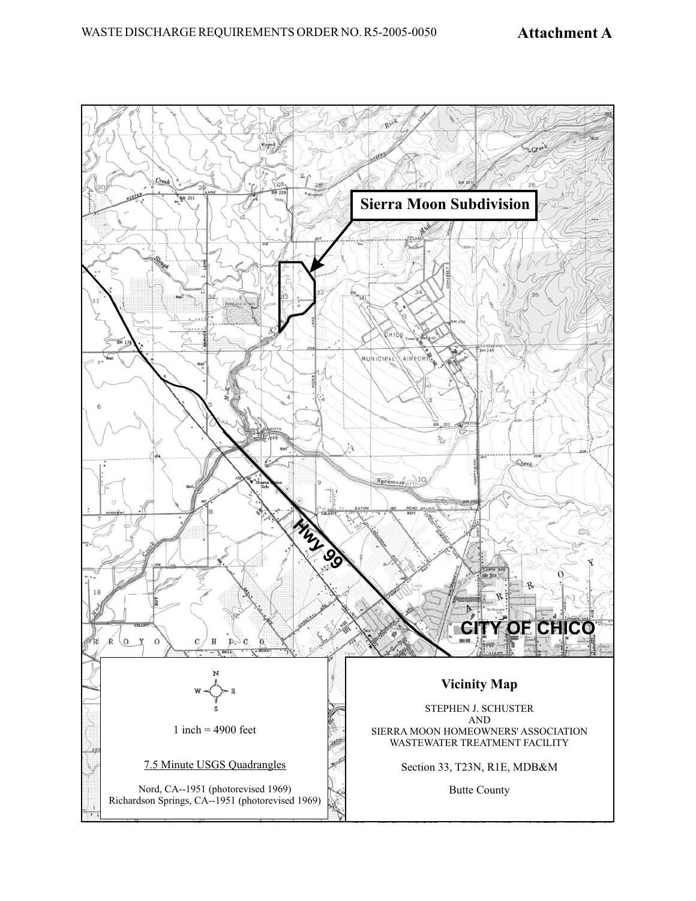**Attachment A**

**Sierra Moon Subdivision**

Hwy 99

CITY OF CHICO

N
W E
S

1 inch = 4900 feet

7.5 Minute USGS Quadrangles

Nord, CA--1951 (photorevised 1969)
Richardson Springs, CA--1951 (photorevised 1969)

**Vicinity Map**

STEPHEN J. SCHUSTER
AND
SIERRA MOON HOMEOWNERS' ASSOCIATION
WASTEWATER TREATMENT FACILITY

Section 33, T23N, R1E, MDB&M

Butte County